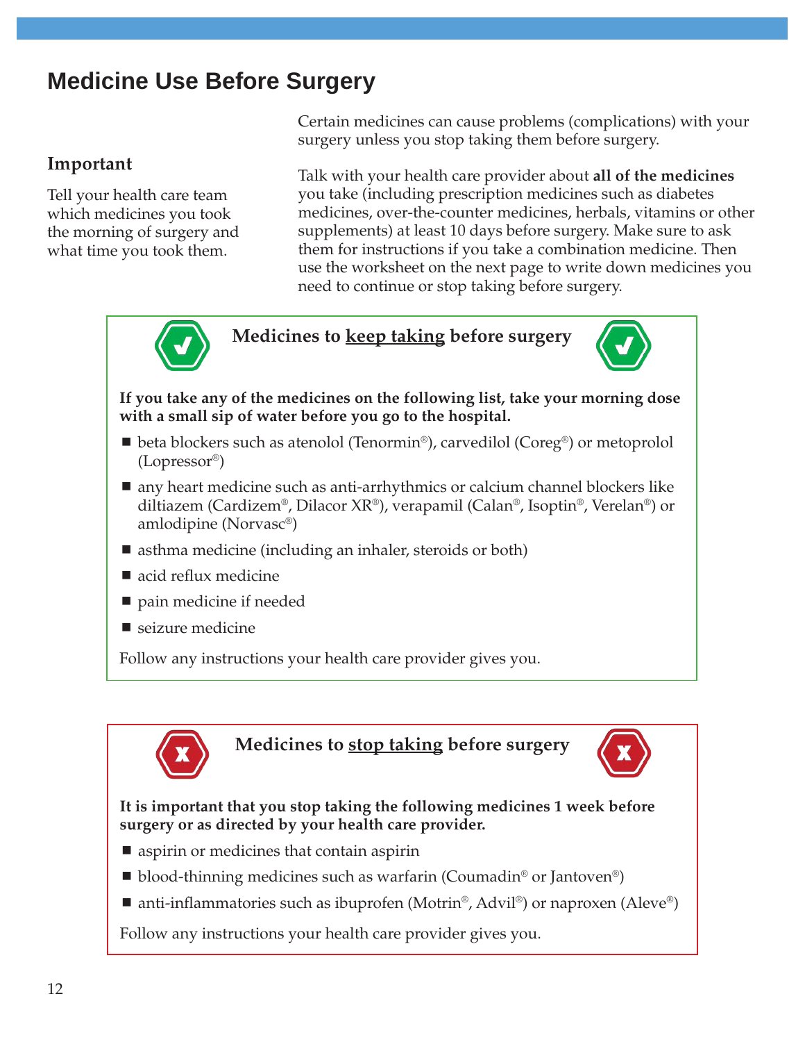# Medicine Use Before Surgery

### Important

Tell your health care team which medicines you took the morning of surgery and what time you took them.

Certain medicines can cause problems (complications) with your surgery unless you stop taking them before surgery.

Talk with your health care provider about **all of the medicines** you take (including prescription medicines such as diabetes medicines, over-the-counter medicines, herbals, vitamins or other supplements) at least 10 days before surgery. Make sure to ask them for instructions if you take a combination medicine. Then use the worksheet on the next page to write down medicines you need to continue or stop taking before surgery.

## Medicines to keep taking before surgery

**If you take any of the medicines on the following list, take your morning dose with a small sip of water before you go to the hospital.**

- beta blockers such as atenolol (Tenormin®), carvedilol (Coreg®) or metoprolol (Lopressor®)
- any heart medicine such as anti-arrhythmics or calcium channel blockers like diltiazem (Cardizem®, Dilacor XR®), verapamil (Calan®, Isoptin®, Verelan®) or amlodipine (Norvasc®)
- asthma medicine (including an inhaler, steroids or both)
- acid reflux medicine
- pain medicine if needed
- seizure medicine

Follow any instructions your health care provider gives you.

## Medicines to stop taking before surgery

**It is important that you stop taking the following medicines 1 week before surgery or as directed by your health care provider.**

- aspirin or medicines that contain aspirin
- blood-thinning medicines such as warfarin (Coumadin® or Jantoven®)
- anti-inflammatories such as ibuprofen (Motrin®, Advil®) or naproxen (Aleve®)

Follow any instructions your health care provider gives you.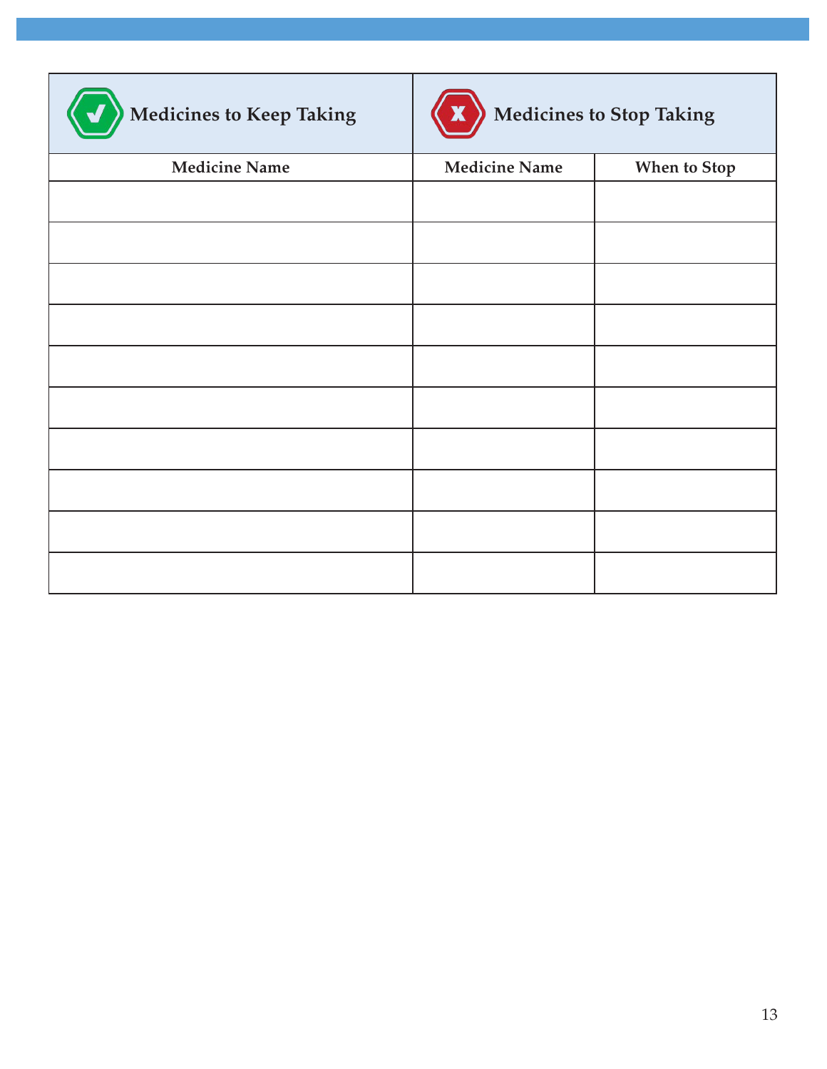| Medicines to Keep Taking | Medicines to Stop Taking | |
|---|---|---|
| **Medicine Name** | **Medicine Name** | **When to Stop** |
| | | |
| | | |
| | | |
| | | |
| | | |
| | | |
| | | |
| | | |
| | | |
| | | |